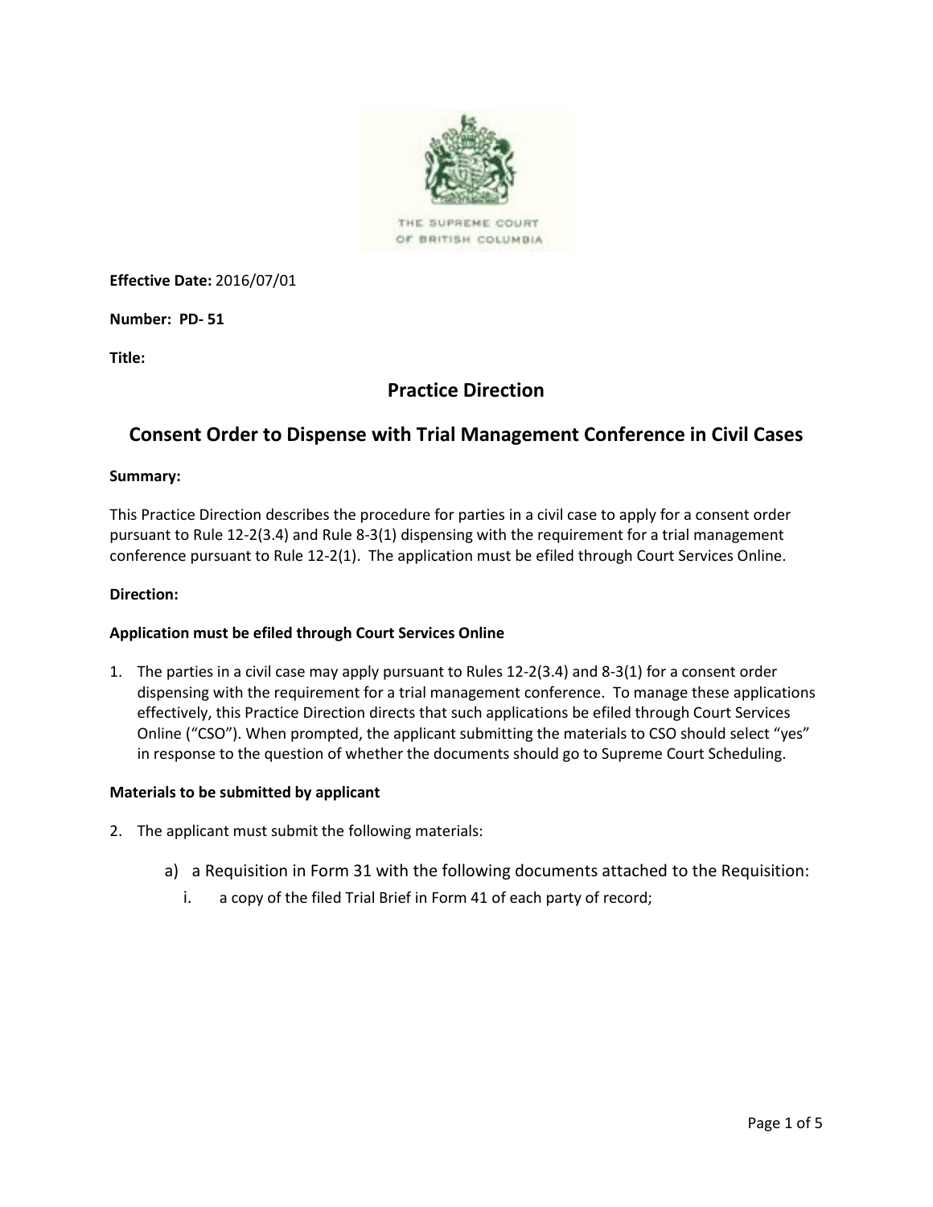THE SUPREME COURT OF BRITISH COLUMBIA

**Effective Date:** 2016/07/01

**Number: PD- 51**

**Title:**

## Practice Direction

## Consent Order to Dispense with Trial Management Conference in Civil Cases

**Summary:**

This Practice Direction describes the procedure for parties in a civil case to apply for a consent order pursuant to Rule 12-2(3.4) and Rule 8-3(1) dispensing with the requirement for a trial management conference pursuant to Rule 12-2(1). The application must be efiled through Court Services Online.

**Direction:**

**Application must be efiled through Court Services Online**

1. The parties in a civil case may apply pursuant to Rules 12-2(3.4) and 8-3(1) for a consent order dispensing with the requirement for a trial management conference. To manage these applications effectively, this Practice Direction directs that such applications be efiled through Court Services Online ("CSO"). When prompted, the applicant submitting the materials to CSO should select "yes" in response to the question of whether the documents should go to Supreme Court Scheduling.

**Materials to be submitted by applicant**

2. The applicant must submit the following materials:

   a) a Requisition in Form 31 with the following documents attached to the Requisition:

      i. a copy of the filed Trial Brief in Form 41 of each party of record;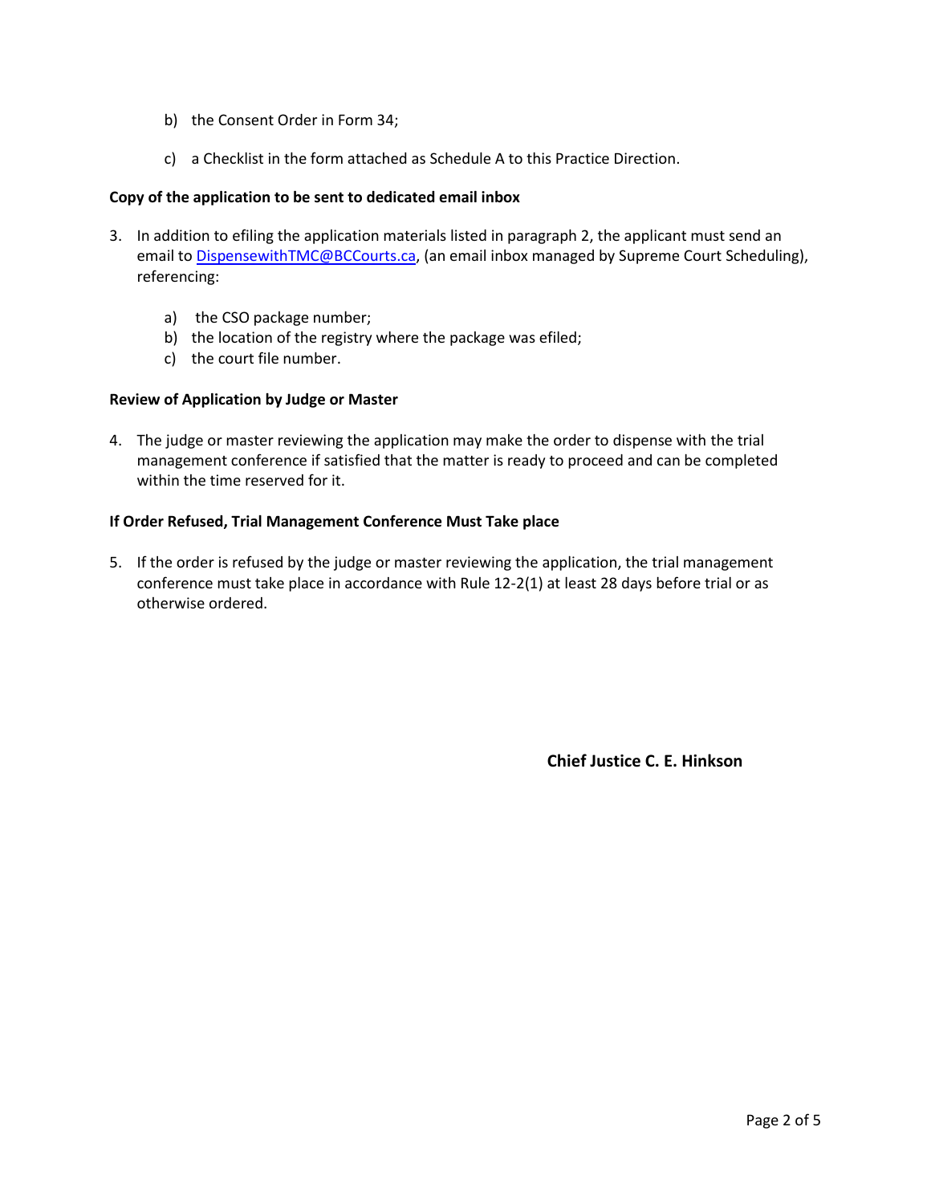b) the Consent Order in Form 34;

c) a Checklist in the form attached as Schedule A to this Practice Direction.

**Copy of the application to be sent to dedicated email inbox**

3. In addition to efiling the application materials listed in paragraph 2, the applicant must send an email to DispensewithTMC@BCCourts.ca, (an email inbox managed by Supreme Court Scheduling), referencing:

   a) the CSO package number;
   b) the location of the registry where the package was efiled;
   c) the court file number.

**Review of Application by Judge or Master**

4. The judge or master reviewing the application may make the order to dispense with the trial management conference if satisfied that the matter is ready to proceed and can be completed within the time reserved for it.

**If Order Refused, Trial Management Conference Must Take place**

5. If the order is refused by the judge or master reviewing the application, the trial management conference must take place in accordance with Rule 12-2(1) at least 28 days before trial or as otherwise ordered.

**Chief Justice C. E. Hinkson**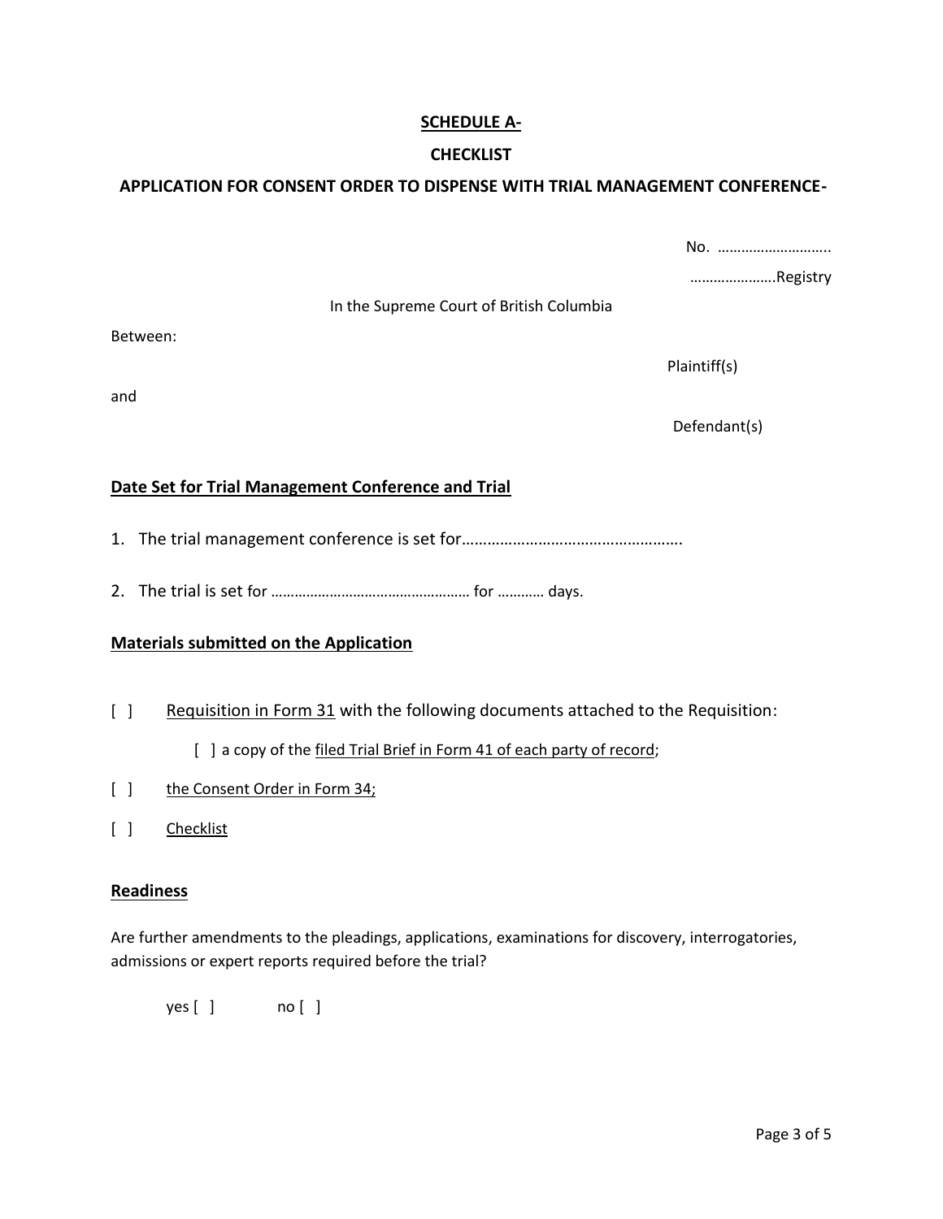**SCHEDULE A-**

**CHECKLIST**

**APPLICATION FOR CONSENT ORDER TO DISPENSE WITH TRIAL MANAGEMENT CONFERENCE-**

No. ………………………..

………………….Registry

In the Supreme Court of British Columbia

Between:

Plaintiff(s)

and

Defendant(s)

**Date Set for Trial Management Conference and Trial**

1. The trial management conference is set for…………………………………………….

2. The trial is set for …………………………………………… for ………… days.

**Materials submitted on the Application**

[ ] Requisition in Form 31 with the following documents attached to the Requisition:

  [ ] a copy of the filed Trial Brief in Form 41 of each party of record;

[ ] the Consent Order in Form 34;

[ ] Checklist

**Readiness**

Are further amendments to the pleadings, applications, examinations for discovery, interrogatories, admissions or expert reports required before the trial?

yes [ ]   no [ ]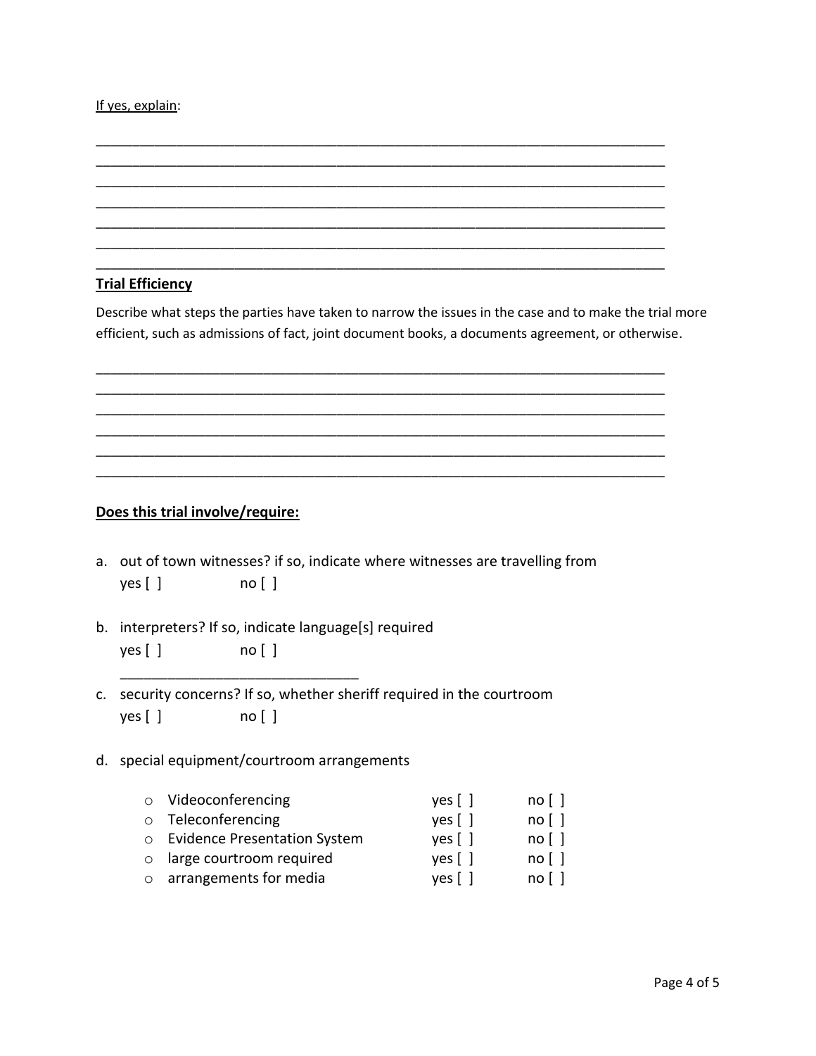If yes, explain:

______________________________________________________________________________
______________________________________________________________________________
______________________________________________________________________________
______________________________________________________________________________
______________________________________________________________________________
______________________________________________________________________________
______________________________________________________________________________

**Trial Efficiency**

Describe what steps the parties have taken to narrow the issues in the case and to make the trial more efficient, such as admissions of fact, joint document books, a documents agreement, or otherwise.

______________________________________________________________________________
______________________________________________________________________________
______________________________________________________________________________
______________________________________________________________________________
______________________________________________________________________________
______________________________________________________________________________

**Does this trial involve/require:**

a. out of town witnesses? if so, indicate where witnesses are travelling from
   yes [ ]  no [ ]

b. interpreters? If so, indicate language[s] required
   yes [ ]  no [ ]
   ______________________________

c. security concerns? If so, whether sheriff required in the courtroom
   yes [ ]  no [ ]

d. special equipment/courtroom arrangements

| | | |
|---|---|---|
| ○ Videoconferencing | yes [ ] | no [ ] |
| ○ Teleconferencing | yes [ ] | no [ ] |
| ○ Evidence Presentation System | yes [ ] | no [ ] |
| ○ large courtroom required | yes [ ] | no [ ] |
| ○ arrangements for media | yes [ ] | no [ ] |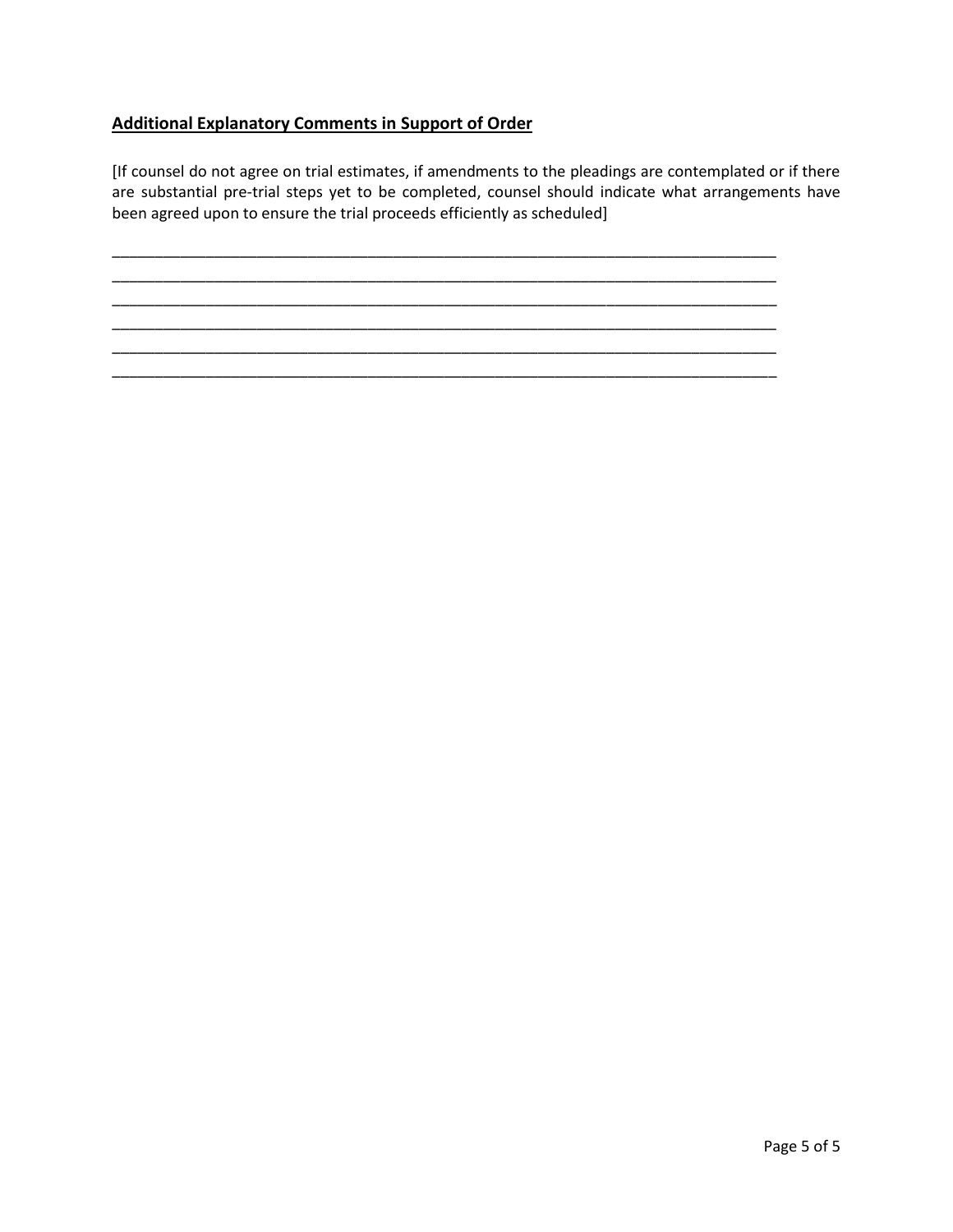**Additional Explanatory Comments in Support of Order**

[If counsel do not agree on trial estimates, if amendments to the pleadings are contemplated or if there are substantial pre-trial steps yet to be completed, counsel should indicate what arrangements have been agreed upon to ensure the trial proceeds efficiently as scheduled]

_____________________________________________________________________________
_____________________________________________________________________________
_____________________________________________________________________________
_____________________________________________________________________________
_____________________________________________________________________________
_____________________________________________________________________________